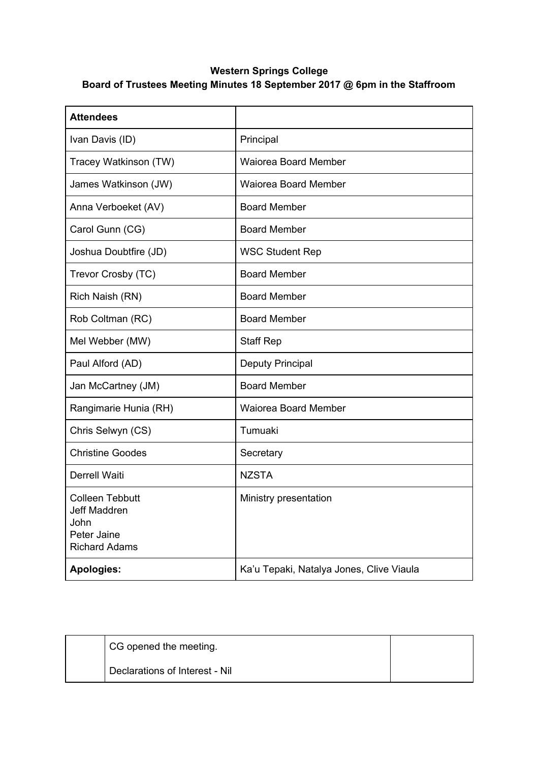**Western Springs College**
**Board of Trustees Meeting Minutes 18 September 2017 @ 6pm in the Staffroom**

| **Attendees** | |
|---|---|
| Ivan Davis (ID) | Principal |
| Tracey Watkinson (TW) | Waiorea Board Member |
| James Watkinson (JW) | Waiorea Board Member |
| Anna Verboeket (AV) | Board Member |
| Carol Gunn (CG) | Board Member |
| Joshua Doubtfire (JD) | WSC Student Rep |
| Trevor Crosby (TC) | Board Member |
| Rich Naish (RN) | Board Member |
| Rob Coltman (RC) | Board Member |
| Mel Webber (MW) | Staff Rep |
| Paul Alford (AD) | Deputy Principal |
| Jan McCartney (JM) | Board Member |
| Rangimarie Hunia (RH) | Waiorea Board Member |
| Chris Selwyn (CS) | Tumuaki |
| Christine Goodes | Secretary |
| Derrell Waiti | NZSTA |
| Colleen Tebbutt<br>Jeff Maddren<br>John<br>Peter Jaine<br>Richard Adams | Ministry presentation |
| **Apologies:** | Ka'u Tepaki, Natalya Jones, Clive Viaula |

| | | |
|---|---|---|
| | CG opened the meeting.<br><br>Declarations of Interest - Nil | |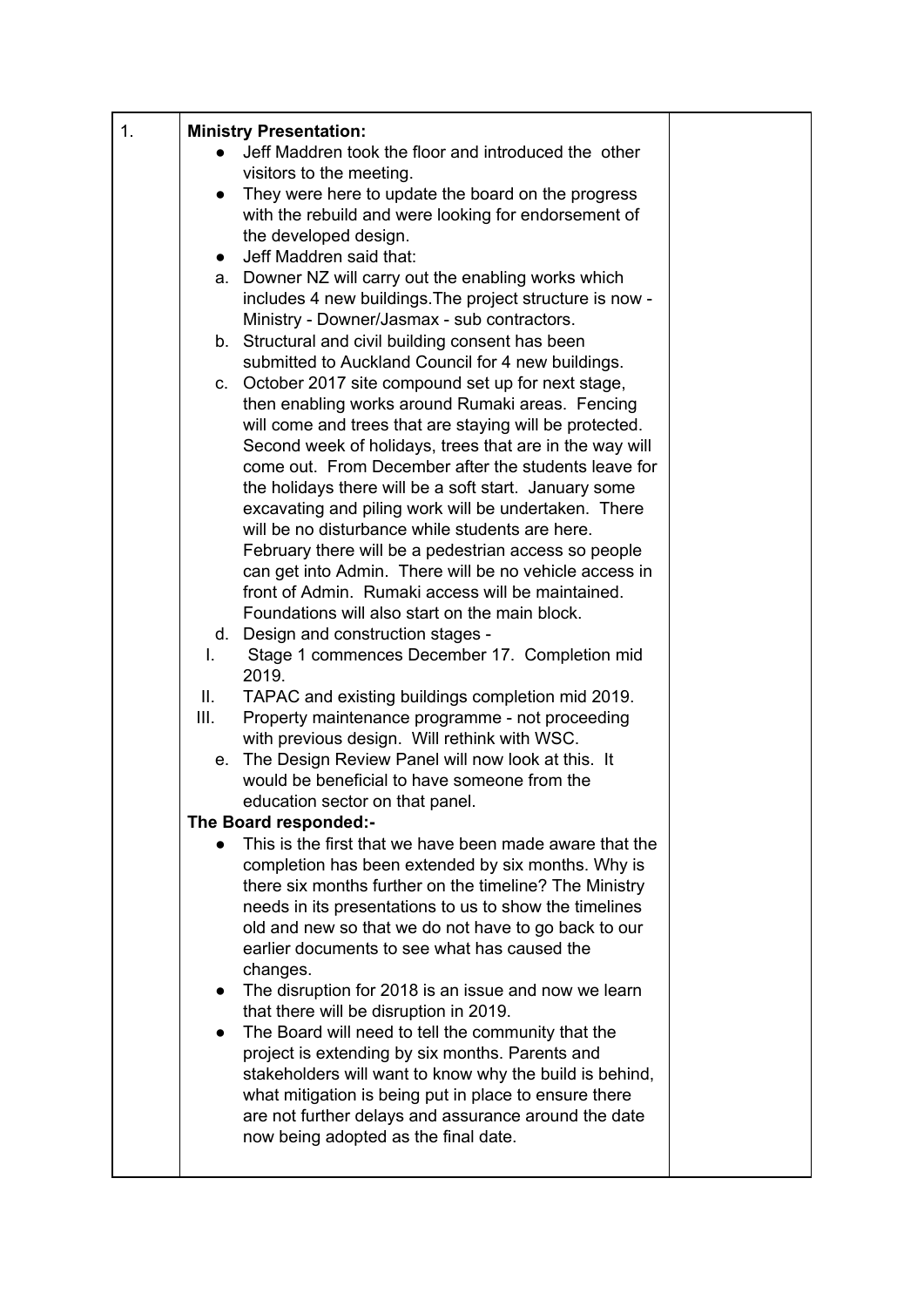| 1. | **Ministry Presentation:**<br>● Jeff Maddren took the floor and introduced the other visitors to the meeting.<br>● They were here to update the board on the progress with the rebuild and were looking for endorsement of the developed design.<br>● Jeff Maddren said that:<br>a. Downer NZ will carry out the enabling works which includes 4 new buildings.The project structure is now - Ministry - Downer/Jasmax - sub contractors.<br>b. Structural and civil building consent has been submitted to Auckland Council for 4 new buildings.<br>c. October 2017 site compound set up for next stage, then enabling works around Rumaki areas. Fencing will come and trees that are staying will be protected. Second week of holidays, trees that are in the way will come out. From December after the students leave for the holidays there will be a soft start. January some excavating and piling work will be undertaken. There will be no disturbance while students are here. February there will be a pedestrian access so people can get into Admin. There will be no vehicle access in front of Admin. Rumaki access will be maintained. Foundations will also start on the main block.<br>d. Design and construction stages -<br>I. Stage 1 commences December 17. Completion mid 2019.<br>II. TAPAC and existing buildings completion mid 2019.<br>III. Property maintenance programme - not proceeding with previous design. Will rethink with WSC.<br>e. The Design Review Panel will now look at this. It would be beneficial to have someone from the education sector on that panel.<br>**The Board responded:-**<br>● This is the first that we have been made aware that the completion has been extended by six months. Why is there six months further on the timeline? The Ministry needs in its presentations to us to show the timelines old and new so that we do not have to go back to our earlier documents to see what has caused the changes.<br>● The disruption for 2018 is an issue and now we learn that there will be disruption in 2019.<br>● The Board will need to tell the community that the project is extending by six months. Parents and stakeholders will want to know why the build is behind, what mitigation is being put in place to ensure there are not further delays and assurance around the date now being adopted as the final date. | |
|---|---|---|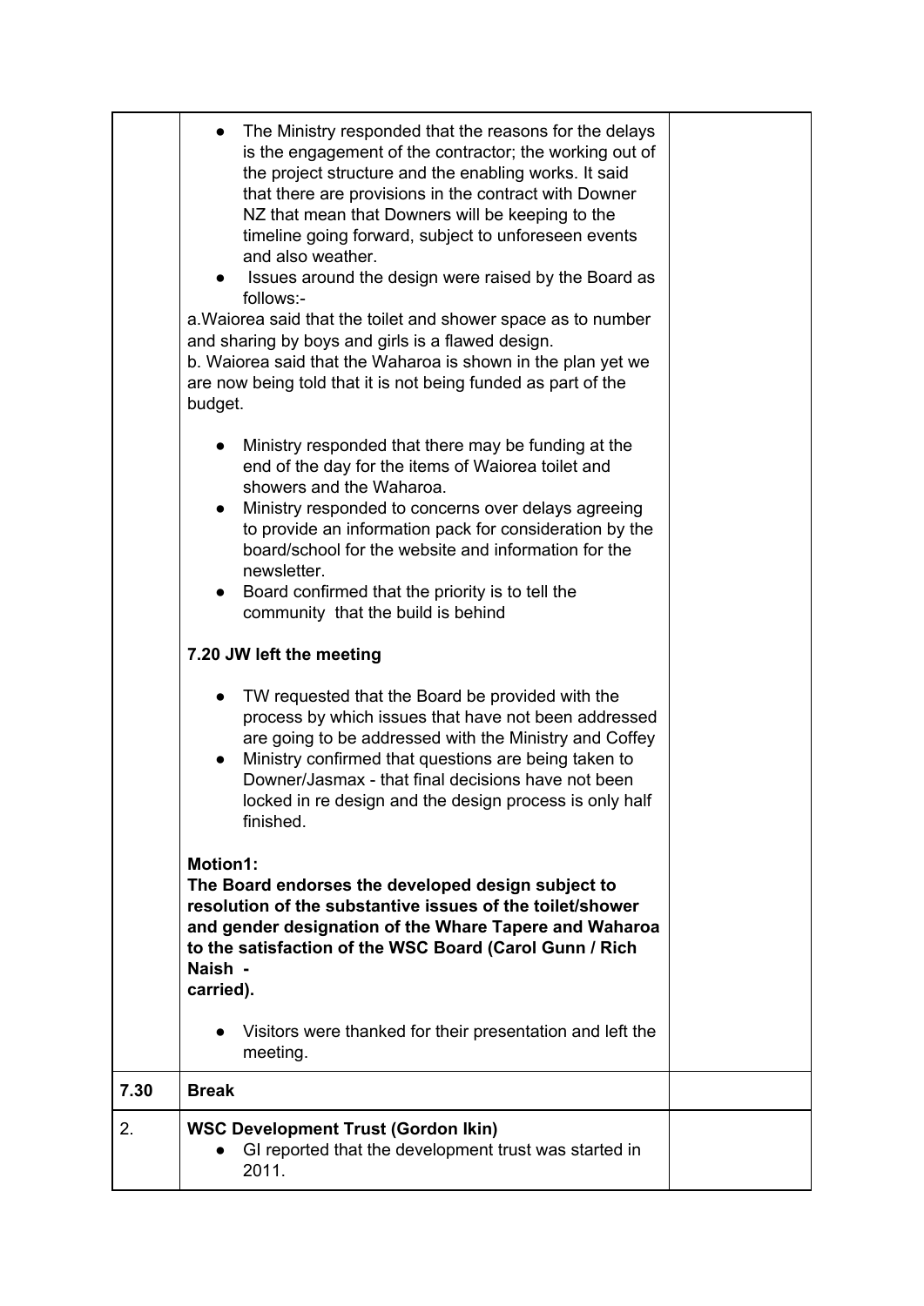| | | |
|---|---|---|
| | • The Ministry responded that the reasons for the delays is the engagement of the contractor; the working out of the project structure and the enabling works. It said that there are provisions in the contract with Downer NZ that mean that Downers will be keeping to the timeline going forward, subject to unforeseen events and also weather.<br>• Issues around the design were raised by the Board as follows:-<br>a.Waiorea said that the toilet and shower space as to number and sharing by boys and girls is a flawed design.<br>b. Waiorea said that the Waharoa is shown in the plan yet we are now being told that it is not being funded as part of the budget.<br><br>• Ministry responded that there may be funding at the end of the day for the items of Waiorea toilet and showers and the Waharoa.<br>• Ministry responded to concerns over delays agreeing to provide an information pack for consideration by the board/school for the website and information for the newsletter.<br>• Board confirmed that the priority is to tell the community that the build is behind<br><br>**7.20 JW left the meeting**<br><br>• TW requested that the Board be provided with the process by which issues that have not been addressed are going to be addressed with the Ministry and Coffey<br>• Ministry confirmed that questions are being taken to Downer/Jasmax - that final decisions have not been locked in re design and the design process is only half finished.<br><br>**Motion1:**<br>**The Board endorses the developed design subject to resolution of the substantive issues of the toilet/shower and gender designation of the Whare Tapere and Waharoa to the satisfaction of the WSC Board (Carol Gunn / Rich Naish - carried).**<br><br>• Visitors were thanked for their presentation and left the meeting. | |
| **7.30** | **Break** | |
| 2. | **WSC Development Trust (Gordon Ikin)**<br>• GI reported that the development trust was started in 2011. | |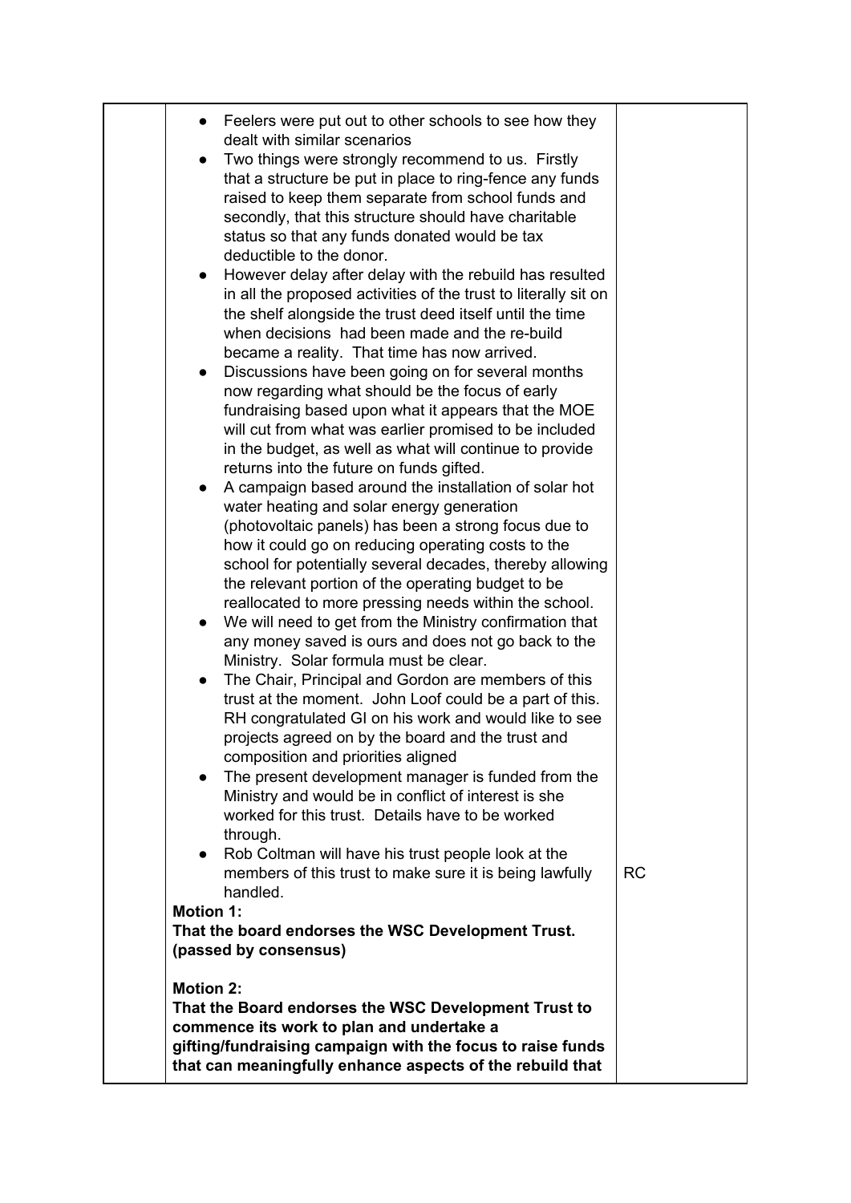| | | |
|---|---|---|
| | <ul><li>Feelers were put out to other schools to see how they dealt with similar scenarios</li><li>Two things were strongly recommend to us. Firstly that a structure be put in place to ring-fence any funds raised to keep them separate from school funds and secondly, that this structure should have charitable status so that any funds donated would be tax deductible to the donor.</li><li>However delay after delay with the rebuild has resulted in all the proposed activities of the trust to literally sit on the shelf alongside the trust deed itself until the time when decisions had been made and the re-build became a reality. That time has now arrived.</li><li>Discussions have been going on for several months now regarding what should be the focus of early fundraising based upon what it appears that the MOE will cut from what was earlier promised to be included in the budget, as well as what will continue to provide returns into the future on funds gifted.</li><li>A campaign based around the installation of solar hot water heating and solar energy generation (photovoltaic panels) has been a strong focus due to how it could go on reducing operating costs to the school for potentially several decades, thereby allowing the relevant portion of the operating budget to be reallocated to more pressing needs within the school.</li><li>We will need to get from the Ministry confirmation that any money saved is ours and does not go back to the Ministry. Solar formula must be clear.</li><li>The Chair, Principal and Gordon are members of this trust at the moment. John Loof could be a part of this. RH congratulated GI on his work and would like to see projects agreed on by the board and the trust and composition and priorities aligned</li><li>The present development manager is funded from the Ministry and would be in conflict of interest is she worked for this trust. Details have to be worked through.</li><li>Rob Coltman will have his trust people look at the members of this trust to make sure it is being lawfully handled.</li></ul>**Motion 1:**<br>**That the board endorses the WSC Development Trust. (passed by consensus)**<br><br>**Motion 2:**<br>**That the Board endorses the WSC Development Trust to commence its work to plan and undertake a gifting/fundraising campaign with the focus to raise funds that can meaningfully enhance aspects of the rebuild that** | RC |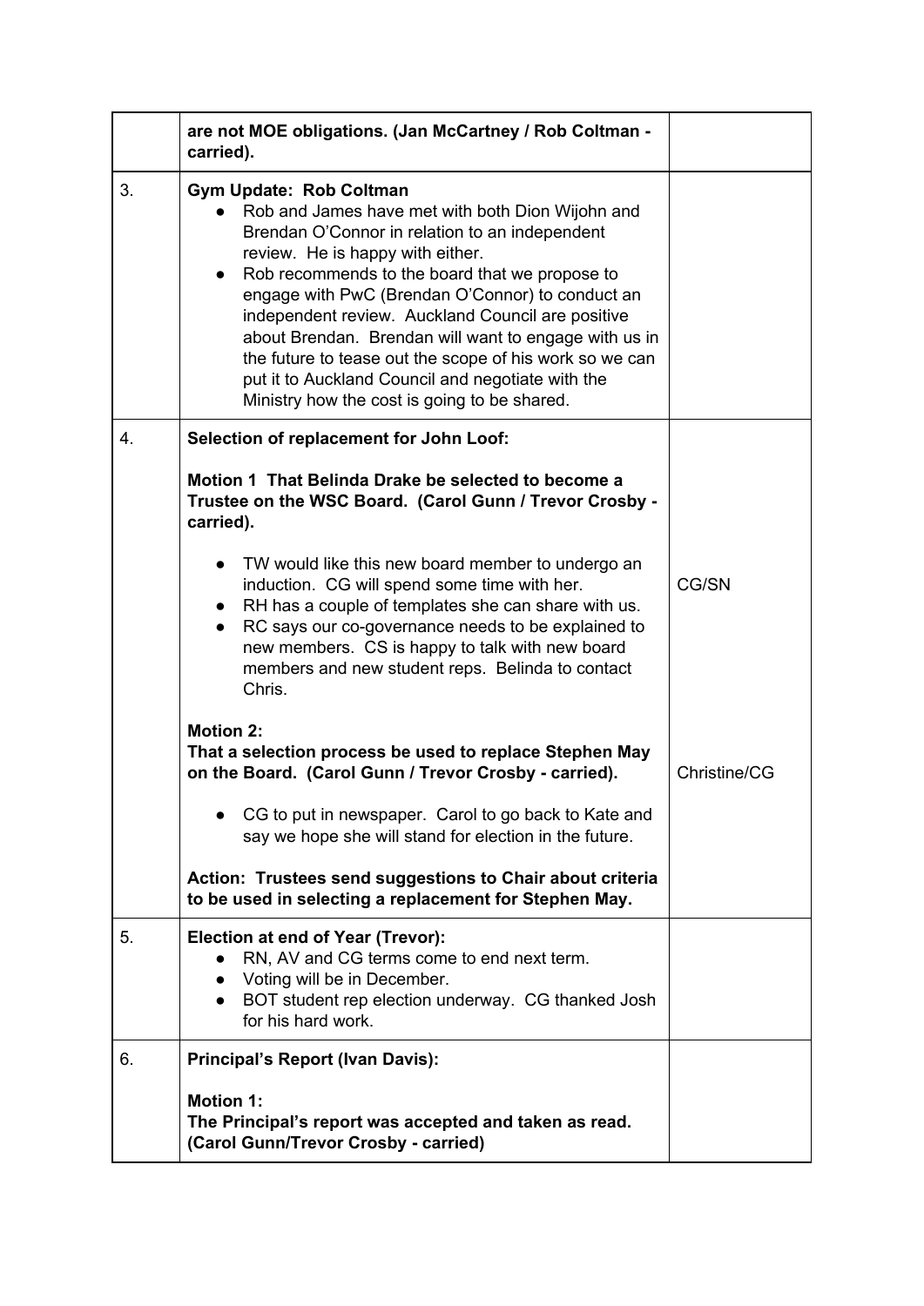| | | |
|---|---|---|
| | **are not MOE obligations. (Jan McCartney / Rob Coltman - carried).** | |
| 3. | **Gym Update: Rob Coltman**<br>• Rob and James have met with both Dion Wijohn and Brendan O'Connor in relation to an independent review. He is happy with either.<br>• Rob recommends to the board that we propose to engage with PwC (Brendan O'Connor) to conduct an independent review. Auckland Council are positive about Brendan. Brendan will want to engage with us in the future to tease out the scope of his work so we can put it to Auckland Council and negotiate with the Ministry how the cost is going to be shared. | |
| 4. | **Selection of replacement for John Loof:**<br><br>**Motion 1 That Belinda Drake be selected to become a Trustee on the WSC Board. (Carol Gunn / Trevor Crosby - carried).**<br><br>• TW would like this new board member to undergo an induction. CG will spend some time with her.<br>• RH has a couple of templates she can share with us.<br>• RC says our co-governance needs to be explained to new members. CS is happy to talk with new board members and new student reps. Belinda to contact Chris.<br><br>**Motion 2:**<br>**That a selection process be used to replace Stephen May on the Board. (Carol Gunn / Trevor Crosby - carried).**<br><br>• CG to put in newspaper. Carol to go back to Kate and say we hope she will stand for election in the future.<br><br>**Action: Trustees send suggestions to Chair about criteria to be used in selecting a replacement for Stephen May.** | CG/SN<br><br>Christine/CG |
| 5. | **Election at end of Year (Trevor):**<br>• RN, AV and CG terms come to end next term.<br>• Voting will be in December.<br>• BOT student rep election underway. CG thanked Josh for his hard work. | |
| 6. | **Principal's Report (Ivan Davis):**<br><br>**Motion 1:**<br>**The Principal's report was accepted and taken as read. (Carol Gunn/Trevor Crosby - carried)** | |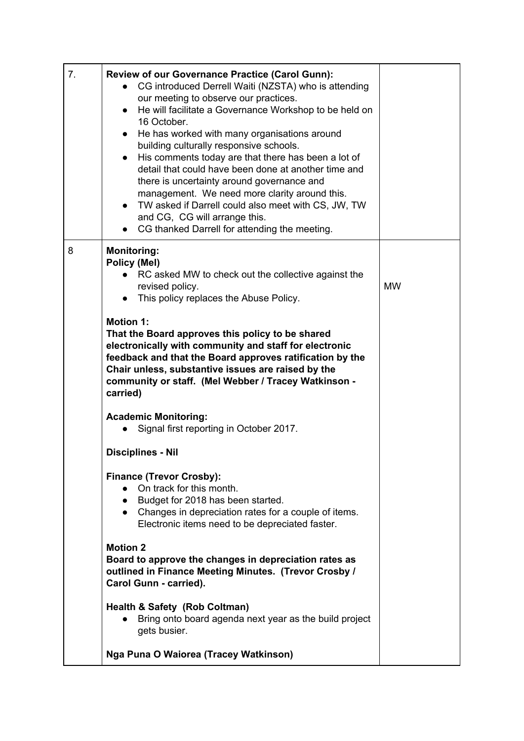| | | |
|---|---|---|
| 7. | **Review of our Governance Practice (Carol Gunn):**<br>● CG introduced Derrell Waiti (NZSTA) who is attending our meeting to observe our practices.<br>● He will facilitate a Governance Workshop to be held on 16 October.<br>● He has worked with many organisations around building culturally responsive schools.<br>● His comments today are that there has been a lot of detail that could have been done at another time and there is uncertainty around governance and management. We need more clarity around this.<br>● TW asked if Darrell could also meet with CS, JW, TW and CG, CG will arrange this.<br>● CG thanked Darrell for attending the meeting. | |
| 8 | **Monitoring:**<br>**Policy (Mel)**<br>● RC asked MW to check out the collective against the revised policy.<br>● This policy replaces the Abuse Policy.<br><br>**Motion 1:**<br>**That the Board approves this policy to be shared electronically with community and staff for electronic feedback and that the Board approves ratification by the Chair unless, substantive issues are raised by the community or staff. (Mel Webber / Tracey Watkinson - carried)**<br><br>**Academic Monitoring:**<br>● Signal first reporting in October 2017.<br><br>**Disciplines - Nil**<br><br>**Finance (Trevor Crosby):**<br>● On track for this month.<br>● Budget for 2018 has been started.<br>● Changes in depreciation rates for a couple of items. Electronic items need to be depreciated faster.<br><br>**Motion 2**<br>**Board to approve the changes in depreciation rates as outlined in Finance Meeting Minutes. (Trevor Crosby / Carol Gunn - carried).**<br><br>**Health & Safety (Rob Coltman)**<br>● Bring onto board agenda next year as the build project gets busier.<br><br>**Nga Puna O Waiorea (Tracey Watkinson)** | MW |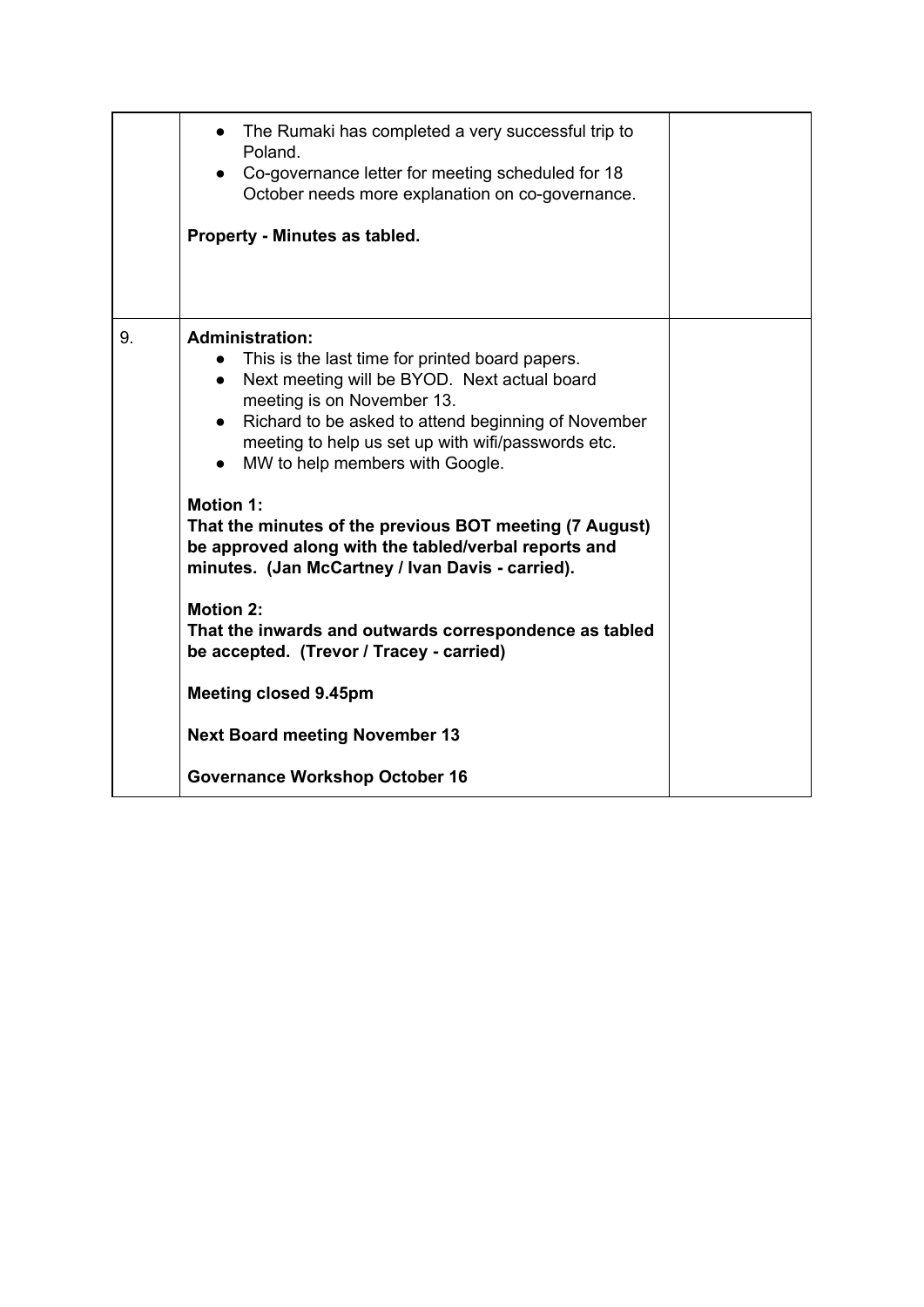| | | |
|---|---|---|
| | • The Rumaki has completed a very successful trip to Poland.<br>• Co-governance letter for meeting scheduled for 18 October needs more explanation on co-governance.<br><br>**Property - Minutes as tabled.** | |
| 9. | **Administration:**<br>• This is the last time for printed board papers.<br>• Next meeting will be BYOD. Next actual board meeting is on November 13.<br>• Richard to be asked to attend beginning of November meeting to help us set up with wifi/passwords etc.<br>• MW to help members with Google.<br><br>**Motion 1:**<br>**That the minutes of the previous BOT meeting (7 August) be approved along with the tabled/verbal reports and minutes. (Jan McCartney / Ivan Davis - carried).**<br><br>**Motion 2:**<br>**That the inwards and outwards correspondence as tabled be accepted. (Trevor / Tracey - carried)**<br><br>**Meeting closed 9.45pm**<br><br>**Next Board meeting November 13**<br><br>**Governance Workshop October 16** | |